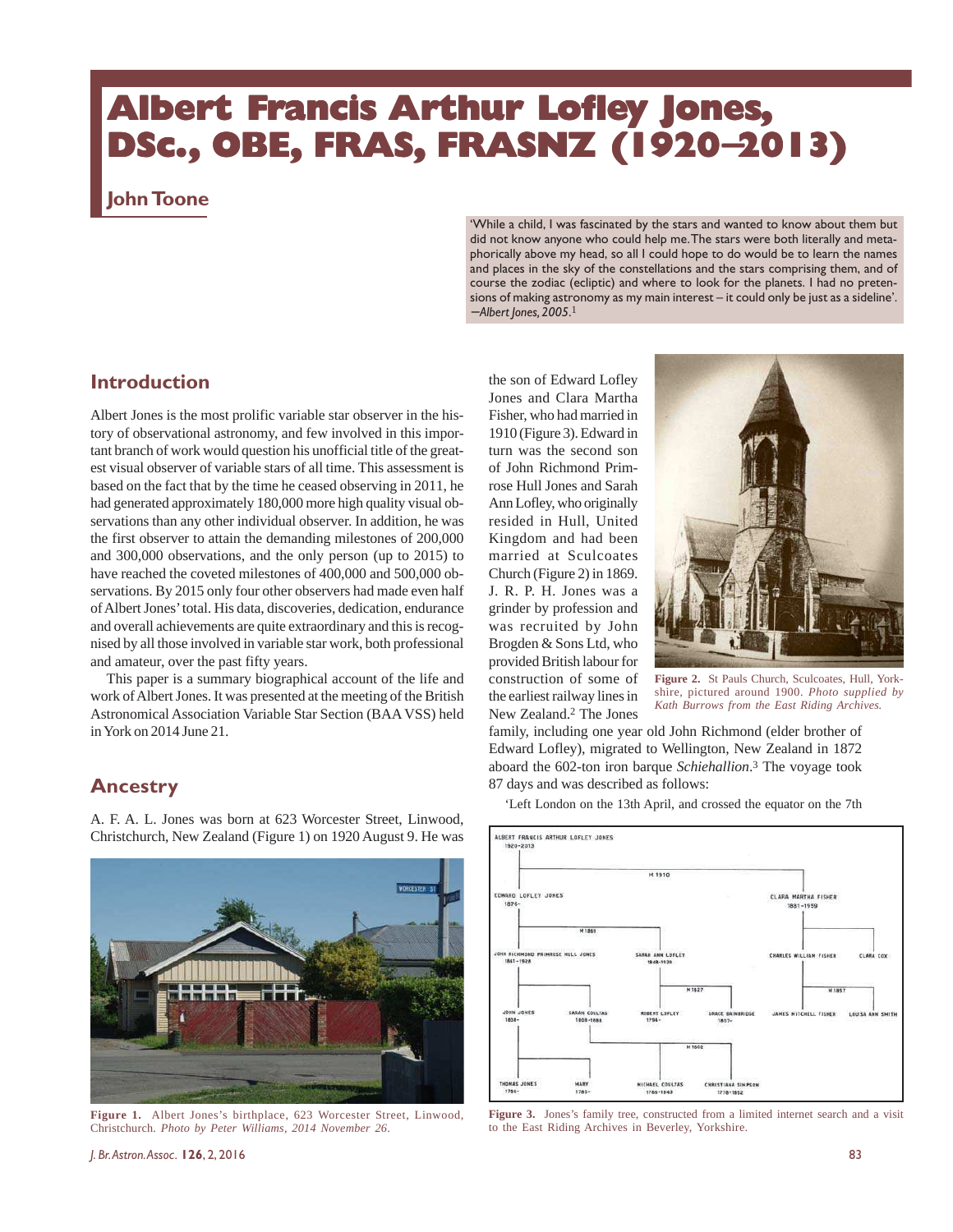# Albert Francis Arthur Lofley Jones, DSc., OBE, FRAS, FRASNZ (1920–2013)

## John Toone

'While a child, I was fascinated by the stars and wanted to know about them but did not know anyone who could help me. The stars were both literally and metaphorically above my head, so all I could hope to do would be to learn the names and places in the sky of the constellations and the stars comprising them, and of course the zodiac (ecliptic) and where to look for the planets. I had no pretensions of making astronomy as my main interest – it could only be just as a sideline'. —*Albert Jones, 2005*.[1]

## Introduction

Albert Jones is the most prolific variable star observer in the history of observational astronomy, and few involved in this important branch of work would question his unofficial title of the greatest visual observer of variable stars of all time. This assessment is based on the fact that by the time he ceased observing in 2011, he had generated approximately 180,000 more high quality visual observations than any other individual observer. In addition, he was the first observer to attain the demanding milestones of 200,000 and 300,000 observations, and the only person (up to 2015) to have reached the coveted milestones of 400,000 and 500,000 observations. By 2015 only four other observers had made even half of Albert Jones' total. His data, discoveries, dedication, endurance and overall achievements are quite extraordinary and this is recognised by all those involved in variable star work, both professional and amateur, over the past fifty years.

This paper is a summary biographical account of the life and work of Albert Jones. It was presented at the meeting of the British Astronomical Association Variable Star Section (BAA VSS) held in York on 2014 June 21.

## Ancestry

A. F. A. L. Jones was born at 623 Worcester Street, Linwood, Christchurch, New Zealand (Figure 1) on 1920 August 9. He was the son of Edward Lofley Jones and Clara Martha Fisher, who had married in 1910 (Figure 3). Edward in turn was the second son of John Richmond Primrose Hull Jones and Sarah Ann Lofley, who originally resided in Hull, United Kingdom and had been married at Sculcoates Church (Figure 2) in 1869. J. R. P. H. Jones was a grinder by profession and was recruited by John Brogden & Sons Ltd, who provided British labour for construction of some of the earliest railway lines in New Zealand.[2] The Jones family, including one year old John Richmond (elder brother of Edward Lofley), migrated to Wellington, New Zealand in 1872 aboard the 602-ton iron barque *Schiehallion*.[3] The voyage took 87 days and was described as follows:

'Left London on the 13th April, and crossed the equator on the 7th

**Figure 1.** Albert Jones's birthplace, 623 Worcester Street, Linwood, Christchurch. *Photo by Peter Williams, 2014 November 26.*

**Figure 2.** St Pauls Church, Sculcoates, Hull, Yorkshire, pictured around 1900. *Photo supplied by Kath Burrows from the East Riding Archives.*

**Figure 3.** Jones's family tree, constructed from a limited internet search and a visit to the East Riding Archives in Beverley, Yorkshire.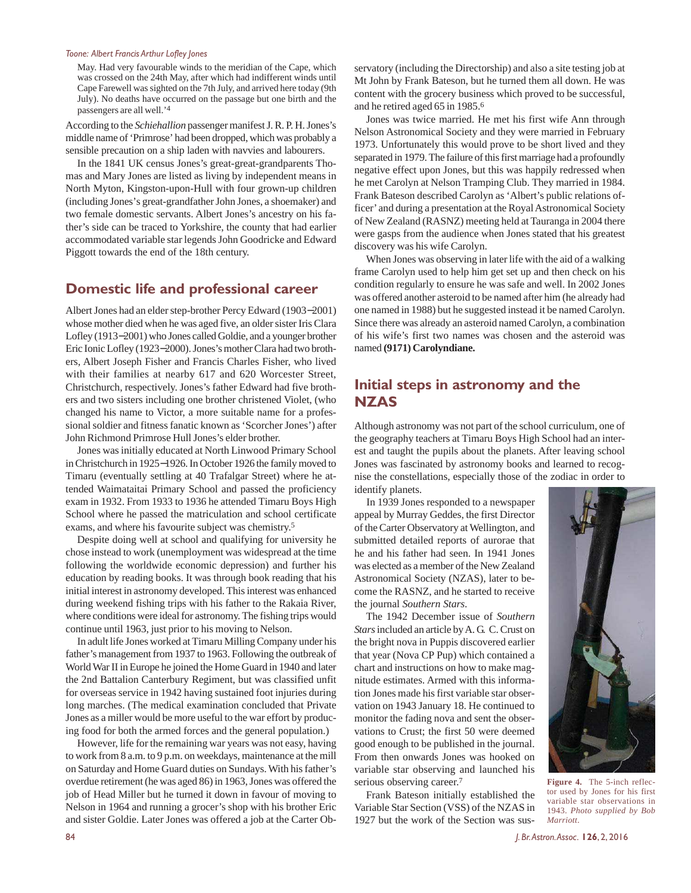May. Had very favourable winds to the meridian of the Cape, which was crossed on the 24th May, after which had indifferent winds until Cape Farewell was sighted on the 7th July, and arrived here today (9th July). No deaths have occurred on the passage but one birth and the passengers are all well.'[4]

According to the *Schiehallion* passenger manifest J. R. P. H. Jones's middle name of 'Primrose' had been dropped, which was probably a sensible precaution on a ship laden with navvies and labourers.

In the 1841 UK census Jones's great-great-grandparents Thomas and Mary Jones are listed as living by independent means in North Myton, Kingston-upon-Hull with four grown-up children (including Jones's great-grandfather John Jones, a shoemaker) and two female domestic servants. Albert Jones's ancestry on his father's side can be traced to Yorkshire, the county that had earlier accommodated variable star legends John Goodricke and Edward Piggott towards the end of the 18th century.

## Domestic life and professional career

Albert Jones had an elder step-brother Percy Edward (1903–2001) whose mother died when he was aged five, an older sister Iris Clara Lofley (1913–2001) who Jones called Goldie, and a younger brother Eric Ionic Lofley (1923–2000). Jones's mother Clara had two brothers, Albert Joseph Fisher and Francis Charles Fisher, who lived with their families at nearby 617 and 620 Worcester Street, Christchurch, respectively. Jones's father Edward had five brothers and two sisters including one brother christened Violet, (who changed his name to Victor, a more suitable name for a professional soldier and fitness fanatic known as 'Scorcher Jones') after John Richmond Primrose Hull Jones's elder brother.

Jones was initially educated at North Linwood Primary School in Christchurch in 1925–1926. In October 1926 the family moved to Timaru (eventually settling at 40 Trafalgar Street) where he attended Waimataitai Primary School and passed the proficiency exam in 1932. From 1933 to 1936 he attended Timaru Boys High School where he passed the matriculation and school certificate exams, and where his favourite subject was chemistry.[5]

Despite doing well at school and qualifying for university he chose instead to work (unemployment was widespread at the time following the worldwide economic depression) and further his education by reading books. It was through book reading that his initial interest in astronomy developed. This interest was enhanced during weekend fishing trips with his father to the Rakaia River, where conditions were ideal for astronomy. The fishing trips would continue until 1963, just prior to his moving to Nelson.

In adult life Jones worked at Timaru Milling Company under his father's management from 1937 to 1963. Following the outbreak of World War II in Europe he joined the Home Guard in 1940 and later the 2nd Battalion Canterbury Regiment, but was classified unfit for overseas service in 1942 having sustained foot injuries during long marches. (The medical examination concluded that Private Jones as a miller would be more useful to the war effort by producing food for both the armed forces and the general population.)

However, life for the remaining war years was not easy, having to work from 8 a.m. to 9 p.m. on weekdays, maintenance at the mill on Saturday and Home Guard duties on Sundays. With his father's overdue retirement (he was aged 86) in 1963, Jones was offered the job of Head Miller but he turned it down in favour of moving to Nelson in 1964 and running a grocer's shop with his brother Eric and sister Goldie. Later Jones was offered a job at the Carter Observatory (including the Directorship) and also a site testing job at Mt John by Frank Bateson, but he turned them all down. He was content with the grocery business which proved to be successful, and he retired aged 65 in 1985.[6]

Jones was twice married. He met his first wife Ann through Nelson Astronomical Society and they were married in February 1973. Unfortunately this would prove to be short lived and they separated in 1979. The failure of this first marriage had a profoundly negative effect upon Jones, but this was happily redressed when he met Carolyn at Nelson Tramping Club. They married in 1984. Frank Bateson described Carolyn as 'Albert's public relations officer' and during a presentation at the Royal Astronomical Society of New Zealand (RASNZ) meeting held at Tauranga in 2004 there were gasps from the audience when Jones stated that his greatest discovery was his wife Carolyn.

When Jones was observing in later life with the aid of a walking frame Carolyn used to help him get set up and then check on his condition regularly to ensure he was safe and well. In 2002 Jones was offered another asteroid to be named after him (he already had one named in 1988) but he suggested instead it be named Carolyn. Since there was already an asteroid named Carolyn, a combination of his wife's first two names was chosen and the asteroid was named **(9171) Carolyndiane.**

## Initial steps in astronomy and the NZAS

Although astronomy was not part of the school curriculum, one of the geography teachers at Timaru Boys High School had an interest and taught the pupils about the planets. After leaving school Jones was fascinated by astronomy books and learned to recognise the constellations, especially those of the zodiac in order to identify planets.

In 1939 Jones responded to a newspaper appeal by Murray Geddes, the first Director of the Carter Observatory at Wellington, and submitted detailed reports of aurorae that he and his father had seen. In 1941 Jones was elected as a member of the New Zealand Astronomical Society (NZAS), later to become the RASNZ, and he started to receive the journal *Southern Stars*.

The 1942 December issue of *Southern Stars* included an article by A. G. C. Crust on the bright nova in Puppis discovered earlier that year (Nova CP Pup) which contained a chart and instructions on how to make magnitude estimates. Armed with this information Jones made his first variable star observation on 1943 January 18. He continued to monitor the fading nova and sent the observations to Crust; the first 50 were deemed good enough to be published in the journal. From then onwards Jones was hooked on variable star observing and launched his serious observing career.[7]

**Figure 4.** The 5-inch reflector used by Jones for his first variable star observations in 1943. *Photo supplied by Bob Marriott.*

Frank Bateson initially established the Variable Star Section (VSS) of the NZAS in 1927 but the work of the Section was sus-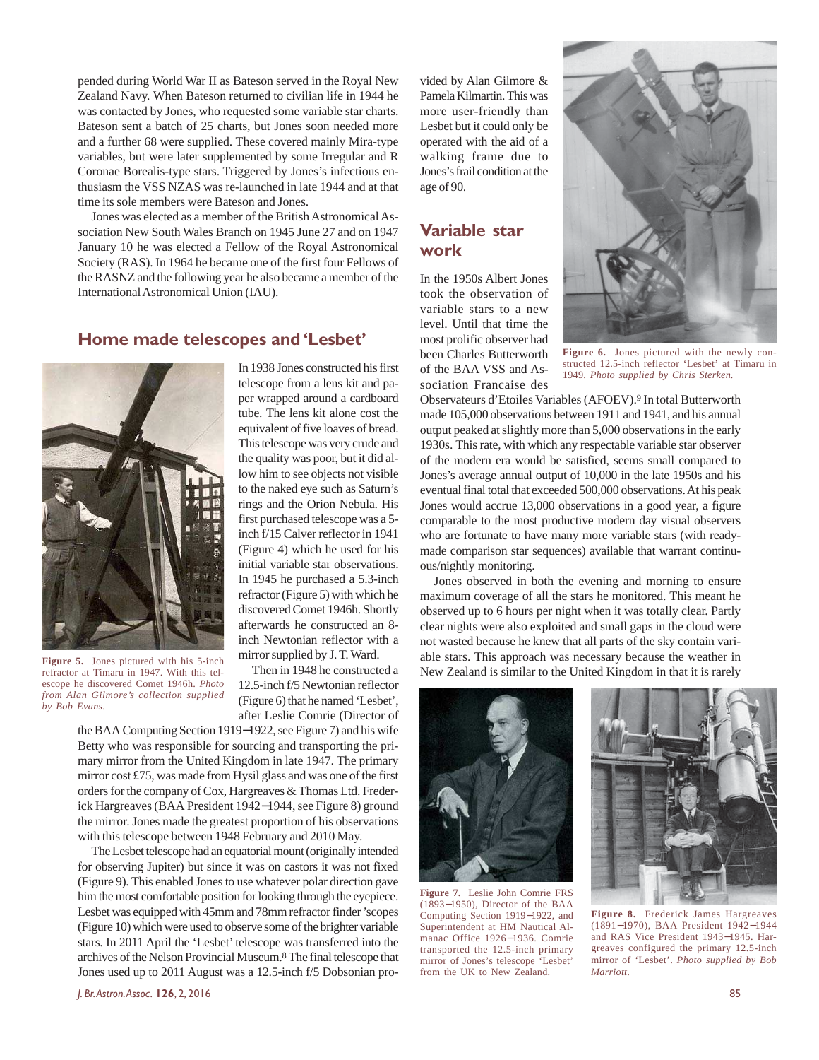pended during World War II as Bateson served in the Royal New Zealand Navy. When Bateson returned to civilian life in 1944 he was contacted by Jones, who requested some variable star charts. Bateson sent a batch of 25 charts, but Jones soon needed more and a further 68 were supplied. These covered mainly Mira-type variables, but were later supplemented by some Irregular and R Coronae Borealis-type stars. Triggered by Jones's infectious enthusiasm the VSS NZAS was re-launched in late 1944 and at that time its sole members were Bateson and Jones.

Jones was elected as a member of the British Astronomical Association New South Wales Branch on 1945 June 27 and on 1947 January 10 he was elected a Fellow of the Royal Astronomical Society (RAS). In 1964 he became one of the first four Fellows of the RASNZ and the following year he also became a member of the International Astronomical Union (IAU).

## Home made telescopes and 'Lesbet'

In 1938 Jones constructed his first telescope from a lens kit and paper wrapped around a cardboard tube. The lens kit alone cost the equivalent of five loaves of bread. This telescope was very crude and the quality was poor, but it did allow him to see objects not visible to the naked eye such as Saturn's rings and the Orion Nebula. His first purchased telescope was a 5-inch f/15 Calver reflector in 1941 (Figure 4) which he used for his initial variable star observations. In 1945 he purchased a 5.3-inch refractor (Figure 5) with which he discovered Comet 1946h. Shortly afterwards he constructed an 8-inch Newtonian reflector with a mirror supplied by J. T. Ward.

**Figure 5.** Jones pictured with his 5-inch refractor at Timaru in 1947. With this telescope he discovered Comet 1946h. *Photo from Alan Gilmore's collection supplied by Bob Evans.*

Then in 1948 he constructed a 12.5-inch f/5 Newtonian reflector (Figure 6) that he named 'Lesbet', after Leslie Comrie (Director of the BAA Computing Section 1919–1922, see Figure 7) and his wife Betty who was responsible for sourcing and transporting the primary mirror from the United Kingdom in late 1947. The primary mirror cost £75, was made from Hysil glass and was one of the first orders for the company of Cox, Hargreaves & Thomas Ltd. Frederick Hargreaves (BAA President 1942–1944, see Figure 8) ground the mirror. Jones made the greatest proportion of his observations with this telescope between 1948 February and 2010 May.

The Lesbet telescope had an equatorial mount (originally intended for observing Jupiter) but since it was on castors it was not fixed (Figure 9). This enabled Jones to use whatever polar direction gave him the most comfortable position for looking through the eyepiece. Lesbet was equipped with 45mm and 78mm refractor finder 'scopes (Figure 10) which were used to observe some of the brighter variable stars. In 2011 April the 'Lesbet' telescope was transferred into the archives of the Nelson Provincial Museum.[8] The final telescope that Jones used up to 2011 August was a 12.5-inch f/5 Dobsonian provided by Alan Gilmore & Pamela Kilmartin. This was more user-friendly than Lesbet but it could only be operated with the aid of a walking frame due to Jones's frail condition at the age of 90.

**Figure 6.** Jones pictured with the newly constructed 12.5-inch reflector 'Lesbet' at Timaru in 1949. *Photo supplied by Chris Sterken.*

## Variable star work

In the 1950s Albert Jones took the observation of variable stars to a new level. Until that time the most prolific observer had been Charles Butterworth of the BAA VSS and Association Francaise des Observateurs d'Etoiles Variables (AFOEV).[9] In total Butterworth made 105,000 observations between 1911 and 1941, and his annual output peaked at slightly more than 5,000 observations in the early 1930s. This rate, with which any respectable variable star observer of the modern era would be satisfied, seems small compared to Jones's average annual output of 10,000 in the late 1950s and his eventual final total that exceeded 500,000 observations. At his peak Jones would accrue 13,000 observations in a good year, a figure comparable to the most productive modern day visual observers who are fortunate to have many more variable stars (with ready-made comparison star sequences) available that warrant continuous/nightly monitoring.

Jones observed in both the evening and morning to ensure maximum coverage of all the stars he monitored. This meant he observed up to 6 hours per night when it was totally clear. Partly clear nights were also exploited and small gaps in the cloud were not wasted because he knew that all parts of the sky contain variable stars. This approach was necessary because the weather in New Zealand is similar to the United Kingdom in that it is rarely

**Figure 7.** Leslie John Comrie FRS (1893–1950), Director of the BAA Computing Section 1919–1922, and Superintendent at HM Nautical Almanac Office 1926–1936. Comrie transported the 12.5-inch primary mirror of Jones's telescope 'Lesbet' from the UK to New Zealand.

**Figure 8.** Frederick James Hargreaves (1891–1970), BAA President 1942–1944 and RAS Vice President 1943–1945. Hargreaves configured the primary 12.5-inch mirror of 'Lesbet'. *Photo supplied by Bob Marriott.*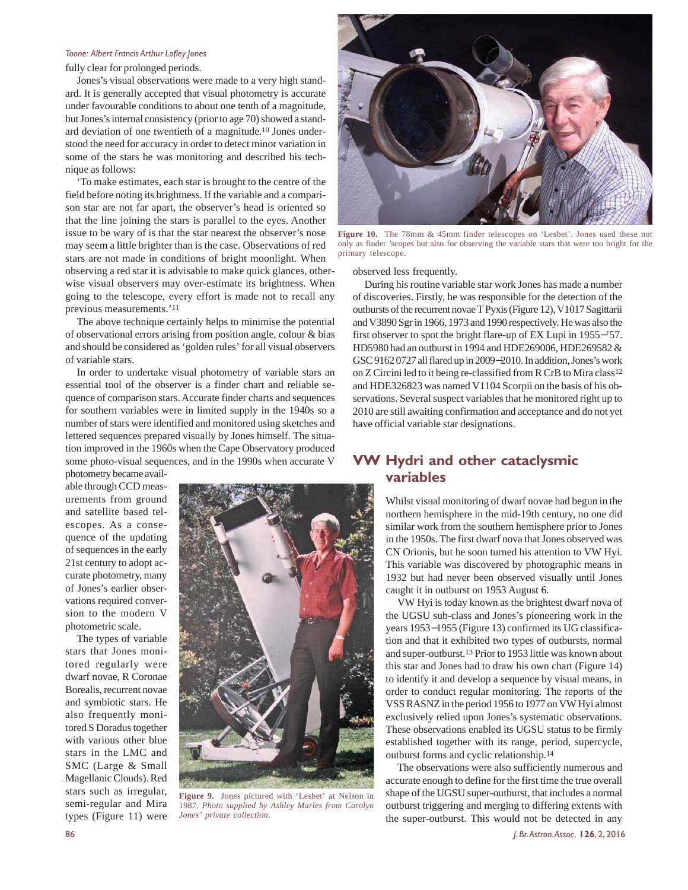fully clear for prolonged periods.

Jones's visual observations were made to a very high standard. It is generally accepted that visual photometry is accurate under favourable conditions to about one tenth of a magnitude, but Jones's internal consistency (prior to age 70) showed a standard deviation of one twentieth of a magnitude.[10] Jones understood the need for accuracy in order to detect minor variation in some of the stars he was monitoring and described his technique as follows:

'To make estimates, each star is brought to the centre of the field before noting its brightness. If the variable and a comparison star are not far apart, the observer's head is oriented so that the line joining the stars is parallel to the eyes. Another issue to be wary of is that the star nearest the observer's nose may seem a little brighter than is the case. Observations of red stars are not made in conditions of bright moonlight. When observing a red star it is advisable to make quick glances, otherwise visual observers may over-estimate its brightness. When going to the telescope, every effort is made not to recall any previous measurements.'[11]

The above technique certainly helps to minimise the potential of observational errors arising from position angle, colour & bias and should be considered as 'golden rules' for all visual observers of variable stars.

In order to undertake visual photometry of variable stars an essential tool of the observer is a finder chart and reliable sequence of comparison stars. Accurate finder charts and sequences for southern variables were in limited supply in the 1940s so a number of stars were identified and monitored using sketches and lettered sequences prepared visually by Jones himself. The situation improved in the 1960s when the Cape Observatory produced some photo-visual sequences, and in the 1990s when accurate V photometry became available through CCD measurements from ground and satellite based telescopes. As a consequence of the updating of sequences in the early 21st century to adopt accurate photometry, many of Jones's earlier observations required conversion to the modern V photometric scale.

The types of variable stars that Jones monitored regularly were dwarf novae, R Coronae Borealis, recurrent novae and symbiotic stars. He also frequently monitored S Doradus together with various other blue stars in the LMC and SMC (Large & Small Magellanic Clouds). Red stars such as irregular, semi-regular and Mira types (Figure 11) were observed less frequently.

**Figure 9.** Jones pictured with 'Lesbet' at Nelson in 1987. *Photo supplied by Ashley Marles from Carolyn Jones' private collection.*

**Figure 10.** The 78mm & 45mm finder telescopes on 'Lesbet'. Jones used these not only as finder 'scopes but also for observing the variable stars that were too bright for the primary telescope.

During his routine variable star work Jones has made a number of discoveries. Firstly, he was responsible for the detection of the outbursts of the recurrent novae T Pyxis (Figure 12), V1017 Sagittarii and V3890 Sgr in 1966, 1973 and 1990 respectively. He was also the first observer to spot the bright flare-up of EX Lupi in 1955–'57. HD5980 had an outburst in 1994 and HDE269006, HDE269582 & GSC 9162 0727 all flared up in 2009–2010. In addition, Jones's work on Z Circini led to it being re-classified from R CrB to Mira class[12] and HDE326823 was named V1104 Scorpii on the basis of his observations. Several suspect variables that he monitored right up to 2010 are still awaiting confirmation and acceptance and do not yet have official variable star designations.

## VW Hydri and other cataclysmic variables

Whilst visual monitoring of dwarf novae had begun in the northern hemisphere in the mid-19th century, no one did similar work from the southern hemisphere prior to Jones in the 1950s. The first dwarf nova that Jones observed was CN Orionis, but he soon turned his attention to VW Hyi. This variable was discovered by photographic means in 1932 but had never been observed visually until Jones caught it in outburst on 1953 August 6.

VW Hyi is today known as the brightest dwarf nova of the UGSU sub-class and Jones's pioneering work in the years 1953–1955 (Figure 13) confirmed its UG classification and that it exhibited two types of outbursts, normal and super-outburst.[13] Prior to 1953 little was known about this star and Jones had to draw his own chart (Figure 14) to identify it and develop a sequence by visual means, in order to conduct regular monitoring. The reports of the VSS RASNZ in the period 1956 to 1977 on VW Hyi almost exclusively relied upon Jones's systematic observations. These observations enabled its UGSU status to be firmly established together with its range, period, supercycle, outburst forms and cyclic relationship.[14]

The observations were also sufficiently numerous and accurate enough to define for the first time the true overall shape of the UGSU super-outburst, that includes a normal outburst triggering and merging to differing extents with the super-outburst. This would not be detected in any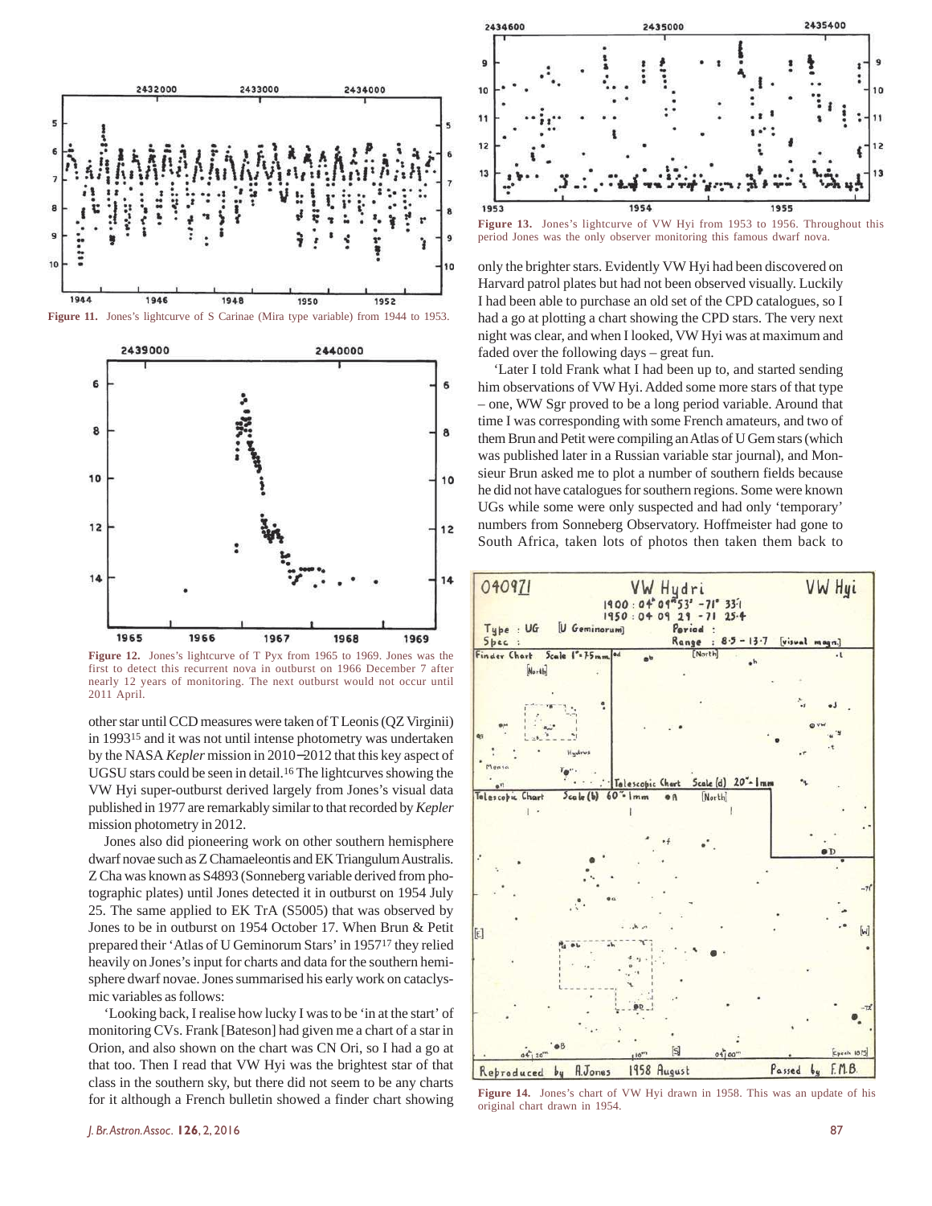Figure 11. Jones's lightcurve of S Carinae (Mira type variable) from 1944 to 1953.

Figure 12. Jones's lightcurve of T Pyx from 1965 to 1969. Jones was the first to detect this recurrent nova in outburst on 1966 December 7 after nearly 12 years of monitoring. The next outburst would not occur until 2011 April.

other star until CCD measures were taken of T Leonis (QZ Virginii) in 1993[15] and it was not until intense photometry was undertaken by the NASA *Kepler* mission in 2010–2012 that this key aspect of UGSU stars could be seen in detail.[16] The lightcurves showing the VW Hyi super-outburst derived largely from Jones's visual data published in 1977 are remarkably similar to that recorded by *Kepler* mission photometry in 2012.

Jones also did pioneering work on other southern hemisphere dwarf novae such as Z Chamaeleontis and EK Trianguli Australis. Z Cha was known as S4893 (Sonneberg variable derived from photographic plates) until Jones detected it in outburst on 1954 July 25. The same applied to EK TrA (S5005) that was observed by Jones to be in outburst on 1954 October 17. When Brun & Petit prepared their 'Atlas of U Geminorum Stars' in 1957[17] they relied heavily on Jones's input for charts and data for the southern hemisphere dwarf novae. Jones summarised his early work on cataclysmic variables as follows:

'Looking back, I realise how lucky I was to be 'in at the start' of monitoring CVs. Frank [Bateson] had given me a chart of a star in Orion, and also shown on the chart was CN Ori, so I had a go at that too. Then I read that VW Hyi was the brightest star of that class in the southern sky, but there did not seem to be any charts for it although a French bulletin showed a finder chart showing only the brighter stars. Evidently VW Hyi had been discovered on Harvard patrol plates but had not been observed visually. Luckily I had been able to purchase an old set of the CPD catalogues, so I had a go at plotting a chart showing the CPD stars. The very next night was clear, and when I looked, VW Hyi was at maximum and faded over the following days – great fun.

'Later I told Frank what I had been up to, and started sending him observations of VW Hyi. Added some more stars of that type – one, WW Sgr proved to be a long period variable. Around that time I was corresponding with some French amateurs, and two of them Brun and Petit were compiling an Atlas of U Gem stars (which was published later in a Russian variable star journal), and Monsieur Brun asked me to plot a number of southern fields because he did not have catalogues for southern regions. Some were known UGs while some were only suspected and had only 'temporary' numbers from Sonneberg Observatory. Hoffmeister had gone to South Africa, taken lots of photos then taken them back to

Figure 13. Jones's lightcurve of VW Hyi from 1953 to 1956. Throughout this period Jones was the only observer monitoring this famous dwarf nova.

Figure 14. Jones's chart of VW Hyi drawn in 1958. This was an update of his original chart drawn in 1954.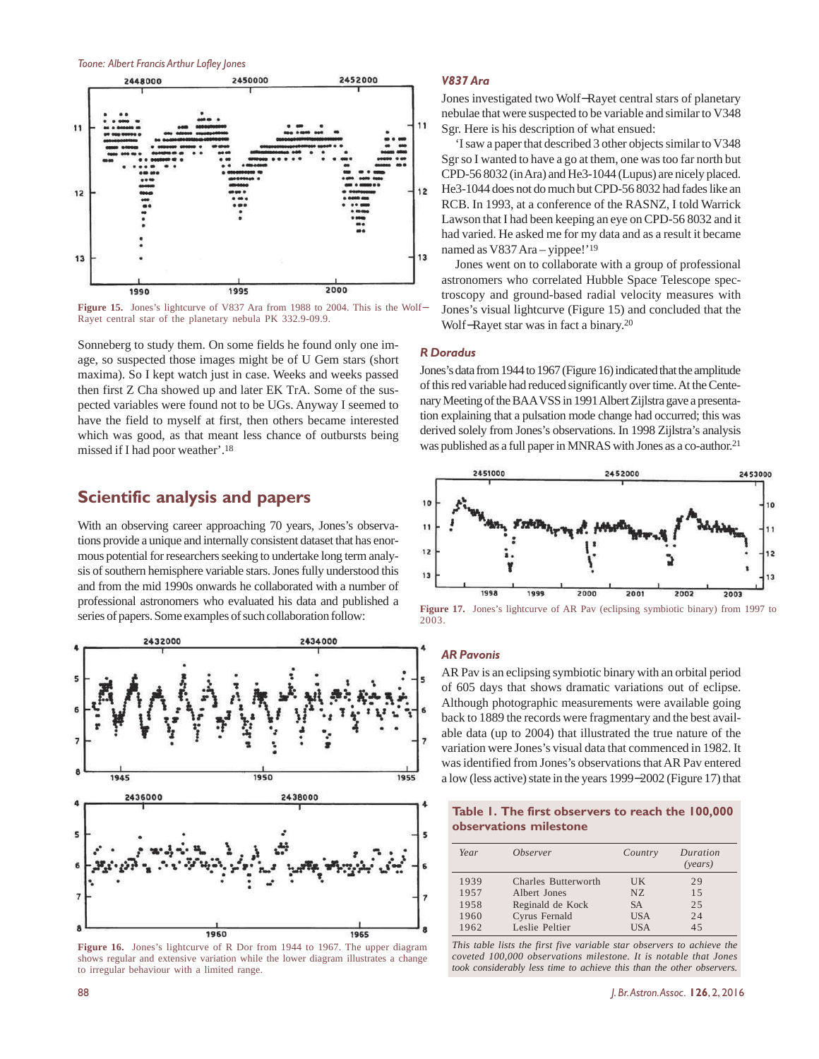**Figure 15.** Jones's lightcurve of V837 Ara from 1988 to 2004. This is the Wolf–Rayet central star of the planetary nebula PK 332.9-09.9.

Sonneberg to study them. On some fields he found only one image, so suspected those images might be of U Gem stars (short maxima). So I kept watch just in case. Weeks and weeks passed then first Z Cha showed up and later EK TrA. Some of the suspected variables were found not to be UGs. Anyway I seemed to have the field to myself at first, then others became interested which was good, as that meant less chance of outbursts being missed if I had poor weather'.[18]

## Scientific analysis and papers

With an observing career approaching 70 years, Jones's observations provide a unique and internally consistent dataset that has enormous potential for researchers seeking to undertake long term analysis of southern hemisphere variable stars. Jones fully understood this and from the mid 1990s onwards he collaborated with a number of professional astronomers who evaluated his data and published a series of papers. Some examples of such collaboration follow:

**Figure 16.** Jones's lightcurve of R Dor from 1944 to 1967. The upper diagram shows regular and extensive variation while the lower diagram illustrates a change to irregular behaviour with a limited range.

### *V837 Ara*

Jones investigated two Wolf–Rayet central stars of planetary nebulae that were suspected to be variable and similar to V348 Sgr. Here is his description of what ensued:

'I saw a paper that described 3 other objects similar to V348 Sgr so I wanted to have a go at them, one was too far north but CPD-56 8032 (in Ara) and He3-1044 (Lupus) are nicely placed. He3-1044 does not do much but CPD-56 8032 had fades like an RCB. In 1993, at a conference of the RASNZ, I told Warrick Lawson that I had been keeping an eye on CPD-56 8032 and it had varied. He asked me for my data and as a result it became named as V837 Ara – yippee!'[19]

Jones went on to collaborate with a group of professional astronomers who correlated Hubble Space Telescope spectroscopy and ground-based radial velocity measures with Jones's visual lightcurve (Figure 15) and concluded that the Wolf–Rayet star was in fact a binary.[20]

### *R Doradus*

Jones's data from 1944 to 1967 (Figure 16) indicated that the amplitude of this red variable had reduced significantly over time. At the Centenary Meeting of the BAA VSS in 1991 Albert Zijlstra gave a presentation explaining that a pulsation mode change had occurred; this was derived solely from Jones's observations. In 1998 Zijlstra's analysis was published as a full paper in MNRAS with Jones as a co-author.[21]

**Figure 17.** Jones's lightcurve of AR Pav (eclipsing symbiotic binary) from 1997 to 2003.

### *AR Pavonis*

AR Pav is an eclipsing symbiotic binary with an orbital period of 605 days that shows dramatic variations out of eclipse. Although photographic measurements were available going back to 1889 the records were fragmentary and the best available data (up to 2004) that illustrated the true nature of the variation were Jones's visual data that commenced in 1982. It was identified from Jones's observations that AR Pav entered a low (less active) state in the years 1999–2002 (Figure 17) that

**Table 1. The first observers to reach the 100,000 observations milestone**

| *Year* | *Observer* | *Country* | *Duration (years)* |
|---|---|---|---|
| 1939 | Charles Butterworth | UK | 29 |
| 1957 | Albert Jones | NZ | 15 |
| 1958 | Reginald de Kock | SA | 25 |
| 1960 | Cyrus Fernald | USA | 24 |
| 1962 | Leslie Peltier | USA | 45 |

*This table lists the first five variable star observers to achieve the coveted 100,000 observations milestone. It is notable that Jones took considerably less time to achieve this than the other observers.*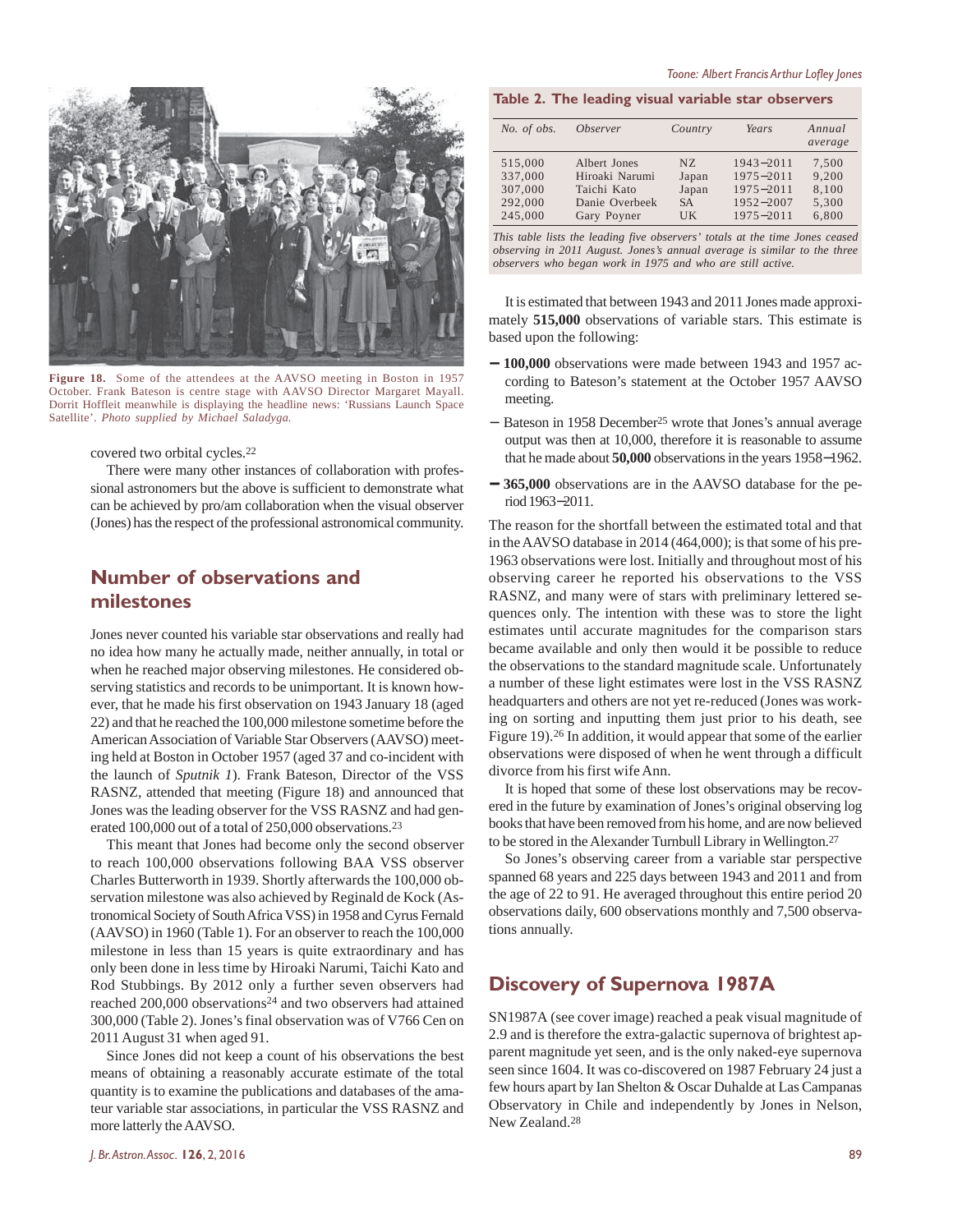Figure 18. Some of the attendees at the AAVSO meeting in Boston in 1957 October. Frank Bateson is centre stage with AAVSO Director Margaret Mayall. Dorrit Hoffleit meanwhile is displaying the headline news: 'Russians Launch Space Satellite'. *Photo supplied by Michael Saladyga.*

covered two orbital cycles.[22]

There were many other instances of collaboration with professional astronomers but the above is sufficient to demonstrate what can be achieved by pro/am collaboration when the visual observer (Jones) has the respect of the professional astronomical community.

## Number of observations and milestones

Jones never counted his variable star observations and really had no idea how many he actually made, neither annually, in total or when he reached major observing milestones. He considered observing statistics and records to be unimportant. It is known however, that he made his first observation on 1943 January 18 (aged 22) and that he reached the 100,000 milestone sometime before the American Association of Variable Star Observers (AAVSO) meeting held at Boston in October 1957 (aged 37 and co-incident with the launch of *Sputnik 1*). Frank Bateson, Director of the VSS RASNZ, attended that meeting (Figure 18) and announced that Jones was the leading observer for the VSS RASNZ and had generated 100,000 out of a total of 250,000 observations.[23]

This meant that Jones had become only the second observer to reach 100,000 observations following BAA VSS observer Charles Butterworth in 1939. Shortly afterwards the 100,000 observation milestone was also achieved by Reginald de Kock (Astronomical Society of South Africa VSS) in 1958 and Cyrus Fernald (AAVSO) in 1960 (Table 1). For an observer to reach the 100,000 milestone in less than 15 years is quite extraordinary and has only been done in less time by Hiroaki Narumi, Taichi Kato and Rod Stubbings. By 2012 only a further seven observers had reached 200,000 observations[24] and two observers had attained 300,000 (Table 2). Jones's final observation was of V766 Cen on 2011 August 31 when aged 91.

Since Jones did not keep a count of his observations the best means of obtaining a reasonably accurate estimate of the total quantity is to examine the publications and databases of the amateur variable star associations, in particular the VSS RASNZ and more latterly the AAVSO.

**Table 2. The leading visual variable star observers**

| *No. of obs.* | *Observer* | *Country* | *Years* | *Annual average* |
|---|---|---|---|---|
| 515,000 | Albert Jones | NZ | 1943–2011 | 7,500 |
| 337,000 | Hiroaki Narumi | Japan | 1975–2011 | 9,200 |
| 307,000 | Taichi Kato | Japan | 1975–2011 | 8,100 |
| 292,000 | Danie Overbeek | SA | 1952–2007 | 5,300 |
| 245,000 | Gary Poyner | UK | 1975–2011 | 6,800 |

*This table lists the leading five observers' totals at the time Jones ceased observing in 2011 August. Jones's annual average is similar to the three observers who began work in 1975 and who are still active.*

It is estimated that between 1943 and 2011 Jones made approximately **515,000** observations of variable stars. This estimate is based upon the following:

- **100,000** observations were made between 1943 and 1957 according to Bateson's statement at the October 1957 AAVSO meeting.
- Bateson in 1958 December[25] wrote that Jones's annual average output was then at 10,000, therefore it is reasonable to assume that he made about **50,000** observations in the years 1958–1962.
- **365,000** observations are in the AAVSO database for the period 1963–2011.

The reason for the shortfall between the estimated total and that in the AAVSO database in 2014 (464,000); is that some of his pre-1963 observations were lost. Initially and throughout most of his observing career he reported his observations to the VSS RASNZ, and many were of stars with preliminary lettered sequences only. The intention with these was to store the light estimates until accurate magnitudes for the comparison stars became available and only then would it be possible to reduce the observations to the standard magnitude scale. Unfortunately a number of these light estimates were lost in the VSS RASNZ headquarters and others are not yet re-reduced (Jones was working on sorting and inputting them just prior to his death, see Figure 19).[26] In addition, it would appear that some of the earlier observations were disposed of when he went through a difficult divorce from his first wife Ann.

It is hoped that some of these lost observations may be recovered in the future by examination of Jones's original observing log books that have been removed from his home, and are now believed to be stored in the Alexander Turnbull Library in Wellington.[27]

So Jones's observing career from a variable star perspective spanned 68 years and 225 days between 1943 and 2011 and from the age of 22 to 91. He averaged throughout this entire period 20 observations daily, 600 observations monthly and 7,500 observations annually.

## Discovery of Supernova 1987A

SN1987A (see cover image) reached a peak visual magnitude of 2.9 and is therefore the extra-galactic supernova of brightest apparent magnitude yet seen, and is the only naked-eye supernova seen since 1604. It was co-discovered on 1987 February 24 just a few hours apart by Ian Shelton & Oscar Duhalde at Las Campanas Observatory in Chile and independently by Jones in Nelson, New Zealand.[28]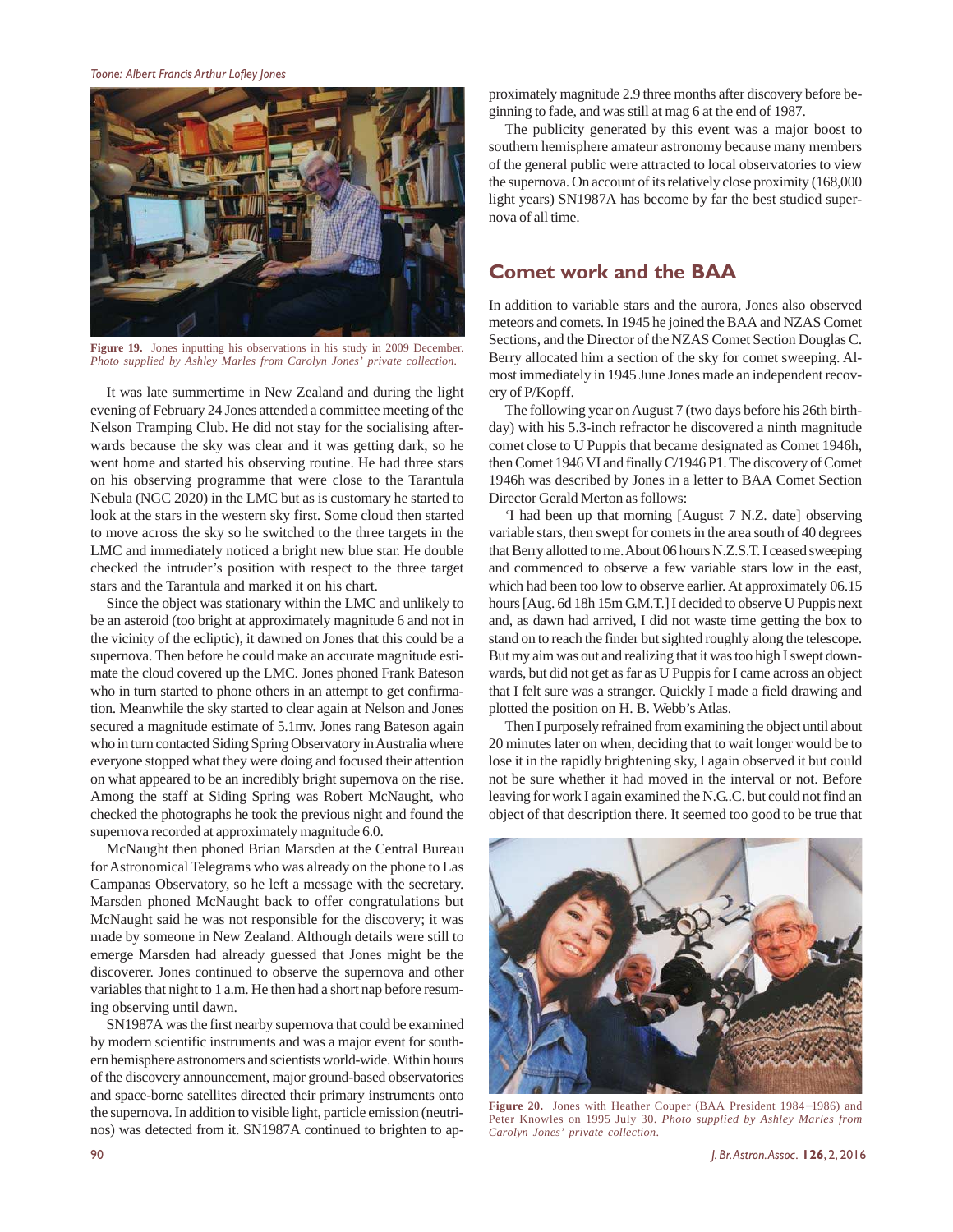**Figure 19.** Jones inputting his observations in his study in 2009 December. *Photo supplied by Ashley Marles from Carolyn Jones' private collection.*

It was late summertime in New Zealand and during the light evening of February 24 Jones attended a committee meeting of the Nelson Tramping Club. He did not stay for the socialising afterwards because the sky was clear and it was getting dark, so he went home and started his observing routine. He had three stars on his observing programme that were close to the Tarantula Nebula (NGC 2020) in the LMC but as is customary he started to look at the stars in the western sky first. Some cloud then started to move across the sky so he switched to the three targets in the LMC and immediately noticed a bright new blue star. He double checked the intruder's position with respect to the three target stars and the Tarantula and marked it on his chart.

Since the object was stationary within the LMC and unlikely to be an asteroid (too bright at approximately magnitude 6 and not in the vicinity of the ecliptic), it dawned on Jones that this could be a supernova. Then before he could make an accurate magnitude estimate the cloud covered up the LMC. Jones phoned Frank Bateson who in turn started to phone others in an attempt to get confirmation. Meanwhile the sky started to clear again at Nelson and Jones secured a magnitude estimate of 5.1mv. Jones rang Bateson again who in turn contacted Siding Spring Observatory in Australia where everyone stopped what they were doing and focused their attention on what appeared to be an incredibly bright supernova on the rise. Among the staff at Siding Spring was Robert McNaught, who checked the photographs he took the previous night and found the supernova recorded at approximately magnitude 6.0.

McNaught then phoned Brian Marsden at the Central Bureau for Astronomical Telegrams who was already on the phone to Las Campanas Observatory, so he left a message with the secretary. Marsden phoned McNaught back to offer congratulations but McNaught said he was not responsible for the discovery; it was made by someone in New Zealand. Although details were still to emerge Marsden had already guessed that Jones might be the discoverer. Jones continued to observe the supernova and other variables that night to 1 a.m. He then had a short nap before resuming observing until dawn.

SN1987A was the first nearby supernova that could be examined by modern scientific instruments and was a major event for southern hemisphere astronomers and scientists world-wide. Within hours of the discovery announcement, major ground-based observatories and space-borne satellites directed their primary instruments onto the supernova. In addition to visible light, particle emission (neutrinos) was detected from it. SN1987A continued to brighten to approximately magnitude 2.9 three months after discovery before beginning to fade, and was still at mag 6 at the end of 1987.

The publicity generated by this event was a major boost to southern hemisphere amateur astronomy because many members of the general public were attracted to local observatories to view the supernova. On account of its relatively close proximity (168,000 light years) SN1987A has become by far the best studied supernova of all time.

## Comet work and the BAA

In addition to variable stars and the aurora, Jones also observed meteors and comets. In 1945 he joined the BAA and NZAS Comet Sections, and the Director of the NZAS Comet Section Douglas C. Berry allocated him a section of the sky for comet sweeping. Almost immediately in 1945 June Jones made an independent recovery of P/Kopff.

The following year on August 7 (two days before his 26th birthday) with his 5.3-inch refractor he discovered a ninth magnitude comet close to U Puppis that became designated as Comet 1946h, then Comet 1946 VI and finally C/1946 P1. The discovery of Comet 1946h was described by Jones in a letter to BAA Comet Section Director Gerald Merton as follows:

'I had been up that morning [August 7 N.Z. date] observing variable stars, then swept for comets in the area south of 40 degrees that Berry allotted to me. About 06 hours N.Z.S.T. I ceased sweeping and commenced to observe a few variable stars low in the east, which had been too low to observe earlier. At approximately 06.15 hours [Aug. 6d 18h 15m G.M.T.] I decided to observe U Puppis next and, as dawn had arrived, I did not waste time getting the box to stand on to reach the finder but sighted roughly along the telescope. But my aim was out and realizing that it was too high I swept downwards, but did not get as far as U Puppis for I came across an object that I felt sure was a stranger. Quickly I made a field drawing and plotted the position on H. B. Webb's Atlas.

Then I purposely refrained from examining the object until about 20 minutes later on when, deciding that to wait longer would be to lose it in the rapidly brightening sky, I again observed it but could not be sure whether it had moved in the interval or not. Before leaving for work I again examined the N.G.C. but could not find an object of that description there. It seemed too good to be true that

**Figure 20.** Jones with Heather Couper (BAA President 1984–1986) and Peter Knowles on 1995 July 30. *Photo supplied by Ashley Marles from Carolyn Jones' private collection.*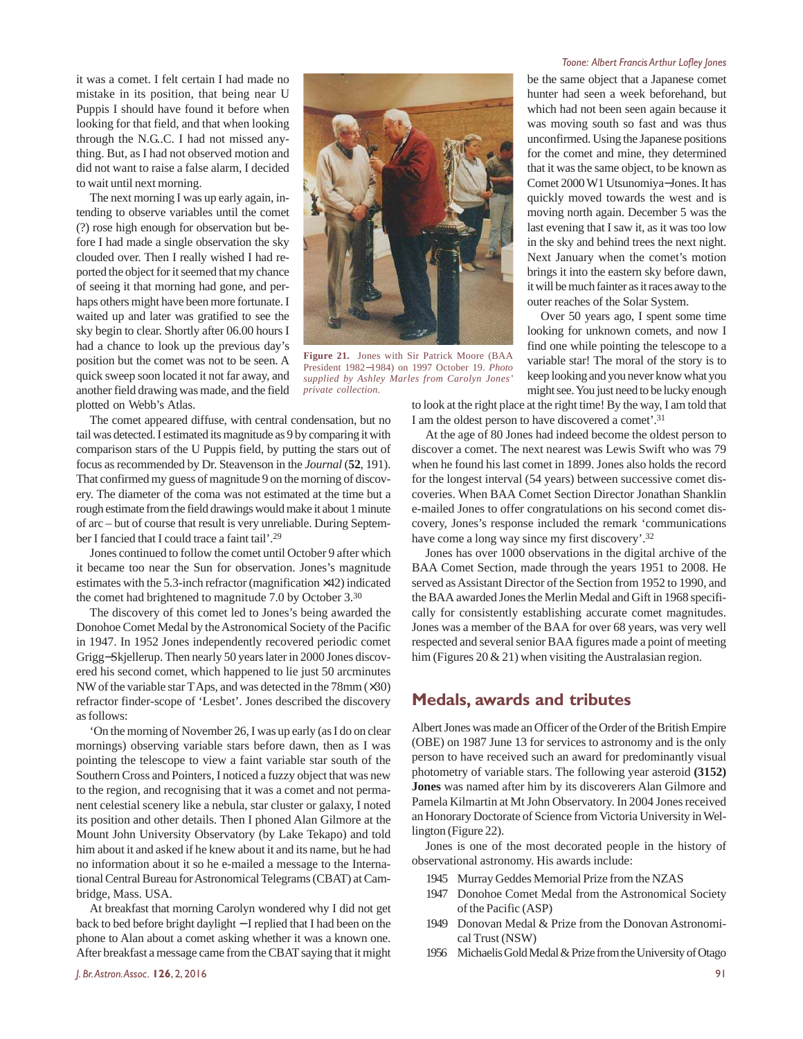it was a comet. I felt certain I had made no mistake in its position, that being near U Puppis I should have found it before when looking for that field, and that when looking through the N.G.C. I had not missed anything. But, as I had not observed motion and did not want to raise a false alarm, I decided to wait until next morning.

The next morning I was up early again, intending to observe variables until the comet (?) rose high enough for observation but before I had made a single observation the sky clouded over. Then I really wished I had reported the object for it seemed that my chance of seeing it that morning had gone, and perhaps others might have been more fortunate. I waited up and later was gratified to see the sky begin to clear. Shortly after 06.00 hours I had a chance to look up the previous day's position but the comet was not to be seen. A quick sweep soon located it not far away, and another field drawing was made, and the field plotted on Webb's Atlas.

The comet appeared diffuse, with central condensation, but no tail was detected. I estimated its magnitude as 9 by comparing it with comparison stars of the U Puppis field, by putting the stars out of focus as recommended by Dr. Steavenson in the *Journal* (**52**, 191). That confirmed my guess of magnitude 9 on the morning of discovery. The diameter of the coma was not estimated at the time but a rough estimate from the field drawings would make it about 1 minute of arc – but of course that result is very unreliable. During September I fancied that I could trace a faint tail'.[29]

Jones continued to follow the comet until October 9 after which it became too near the Sun for observation. Jones's magnitude estimates with the 5.3-inch refractor (magnification ×42) indicated the comet had brightened to magnitude 7.0 by October 3.[30]

The discovery of this comet led to Jones's being awarded the Donohoe Comet Medal by the Astronomical Society of the Pacific in 1947. In 1952 Jones independently recovered periodic comet Grigg−Skjellerup. Then nearly 50 years later in 2000 Jones discovered his second comet, which happened to lie just 50 arcminutes NW of the variable star T Aps, and was detected in the 78mm (×30) refractor finder-scope of 'Lesbet'. Jones described the discovery as follows:

'On the morning of November 26, I was up early (as I do on clear mornings) observing variable stars before dawn, then as I was pointing the telescope to view a faint variable star south of the Southern Cross and Pointers, I noticed a fuzzy object that was new to the region, and recognising that it was a comet and not permanent celestial scenery like a nebula, star cluster or galaxy, I noted its position and other details. Then I phoned Alan Gilmore at the Mount John University Observatory (by Lake Tekapo) and told him about it and asked if he knew about it and its name, but he had no information about it so he e-mailed a message to the International Central Bureau for Astronomical Telegrams (CBAT) at Cambridge, Mass. USA.

At breakfast that morning Carolyn wondered why I did not get back to bed before bright daylight − I replied that I had been on the phone to Alan about a comet asking whether it was a known one. After breakfast a message came from the CBAT saying that it might be the same object that a Japanese comet hunter had seen a week beforehand, but which had not been seen again because it was moving south so fast and was thus unconfirmed. Using the Japanese positions for the comet and mine, they determined that it was the same object, to be known as Comet 2000 W1 Utsunomiya−Jones. It has quickly moved towards the west and is moving north again. December 5 was the last evening that I saw it, as it was too low in the sky and behind trees the next night. Next January when the comet's motion brings it into the eastern sky before dawn, it will be much fainter as it races away to the outer reaches of the Solar System.

Over 50 years ago, I spent some time looking for unknown comets, and now I find one while pointing the telescope to a variable star! The moral of the story is to keep looking and you never know what you might see. You just need to be lucky enough to look at the right place at the right time! By the way, I am told that I am the oldest person to have discovered a comet'.[31]

**Figure 21.** Jones with Sir Patrick Moore (BAA President 1982−1984) on 1997 October 19. *Photo supplied by Ashley Marles from Carolyn Jones' private collection.*

At the age of 80 Jones had indeed become the oldest person to discover a comet. The next nearest was Lewis Swift who was 79 when he found his last comet in 1899. Jones also holds the record for the longest interval (54 years) between successive comet discoveries. When BAA Comet Section Director Jonathan Shanklin e-mailed Jones to offer congratulations on his second comet discovery, Jones's response included the remark 'communications have come a long way since my first discovery'.[32]

Jones has over 1000 observations in the digital archive of the BAA Comet Section, made through the years 1951 to 2008. He served as Assistant Director of the Section from 1952 to 1990, and the BAA awarded Jones the Merlin Medal and Gift in 1968 specifically for consistently establishing accurate comet magnitudes. Jones was a member of the BAA for over 68 years, was very well respected and several senior BAA figures made a point of meeting him (Figures 20 & 21) when visiting the Australasian region.

## Medals, awards and tributes

Albert Jones was made an Officer of the Order of the British Empire (OBE) on 1987 June 13 for services to astronomy and is the only person to have received such an award for predominantly visual photometry of variable stars. The following year asteroid **(3152) Jones** was named after him by its discoverers Alan Gilmore and Pamela Kilmartin at Mt John Observatory. In 2004 Jones received an Honorary Doctorate of Science from Victoria University in Wellington (Figure 22).

Jones is one of the most decorated people in the history of observational astronomy. His awards include:

- 1945 Murray Geddes Memorial Prize from the NZAS
- 1947 Donohoe Comet Medal from the Astronomical Society of the Pacific (ASP)
- 1949 Donovan Medal & Prize from the Donovan Astronomical Trust (NSW)
- 1956 Michaelis Gold Medal & Prize from the University of Otago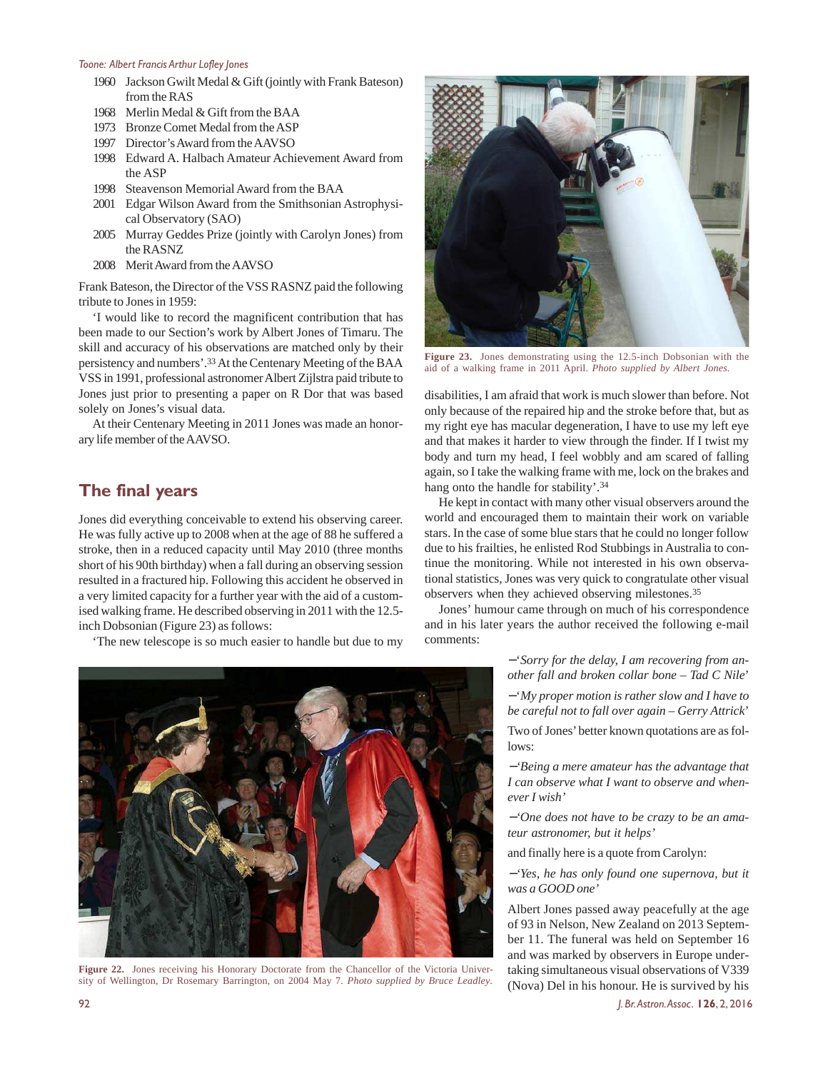1960 Jackson Gwilt Medal & Gift (jointly with Frank Bateson) from the RAS
1968 Merlin Medal & Gift from the BAA
1973 Bronze Comet Medal from the ASP
1997 Director's Award from the AAVSO
1998 Edward A. Halbach Amateur Achievement Award from the ASP
1998 Steavenson Memorial Award from the BAA
2001 Edgar Wilson Award from the Smithsonian Astrophysical Observatory (SAO)
2005 Murray Geddes Prize (jointly with Carolyn Jones) from the RASNZ
2008 Merit Award from the AAVSO

Frank Bateson, the Director of the VSS RASNZ paid the following tribute to Jones in 1959:

'I would like to record the magnificent contribution that has been made to our Section's work by Albert Jones of Timaru. The skill and accuracy of his observations are matched only by their persistency and numbers'.[33] At the Centenary Meeting of the BAA VSS in 1991, professional astronomer Albert Zijlstra paid tribute to Jones just prior to presenting a paper on R Dor that was based solely on Jones's visual data.

At their Centenary Meeting in 2011 Jones was made an honorary life member of the AAVSO.

## The final years

Jones did everything conceivable to extend his observing career. He was fully active up to 2008 when at the age of 88 he suffered a stroke, then in a reduced capacity until May 2010 (three months short of his 90th birthday) when a fall during an observing session resulted in a fractured hip. Following this accident he observed in a very limited capacity for a further year with the aid of a customised walking frame. He described observing in 2011 with the 12.5-inch Dobsonian (Figure 23) as follows:

'The new telescope is so much easier to handle but due to my disabilities, I am afraid that work is much slower than before. Not only because of the repaired hip and the stroke before that, but as my right eye has macular degeneration, I have to use my left eye and that makes it harder to view through the finder. If I twist my body and turn my head, I feel wobbly and am scared of falling again, so I take the walking frame with me, lock on the brakes and hang onto the handle for stability'.[34]

**Figure 23.** Jones demonstrating using the 12.5-inch Dobsonian with the aid of a walking frame in 2011 April. *Photo supplied by Albert Jones.*

He kept in contact with many other visual observers around the world and encouraged them to maintain their work on variable stars. In the case of some blue stars that he could no longer follow due to his frailties, he enlisted Rod Stubbings in Australia to continue the monitoring. While not interested in his own observational statistics, Jones was very quick to congratulate other visual observers when they achieved observing milestones.[35]

Jones' humour came through on much of his correspondence and in his later years the author received the following e-mail comments:

–*'Sorry for the delay, I am recovering from another fall and broken collar bone – Tad C Nile'*

–*'My proper motion is rather slow and I have to be careful not to fall over again – Gerry Attrick'*

Two of Jones' better known quotations are as follows:

–*'Being a mere amateur has the advantage that I can observe what I want to observe and whenever I wish'*

–*'One does not have to be crazy to be an amateur astronomer, but it helps'*

and finally here is a quote from Carolyn:

–*'Yes, he has only found one supernova, but it was a GOOD one'*

Albert Jones passed away peacefully at the age of 93 in Nelson, New Zealand on 2013 September 11. The funeral was held on September 16 and was marked by observers in Europe undertaking simultaneous visual observations of V339 (Nova) Del in his honour. He is survived by his

**Figure 22.** Jones receiving his Honorary Doctorate from the Chancellor of the Victoria University of Wellington, Dr Rosemary Barrington, on 2004 May 7. *Photo supplied by Bruce Leadley.*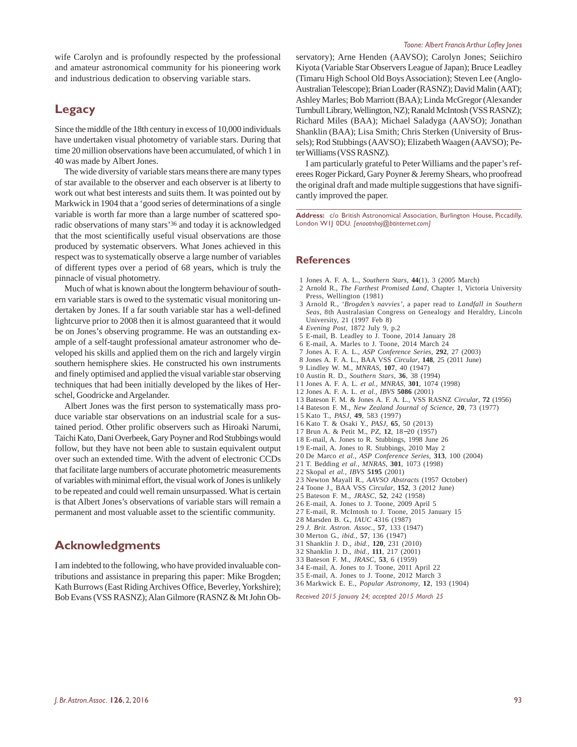wife Carolyn and is profoundly respected by the professional and amateur astronomical community for his pioneering work and industrious dedication to observing variable stars.

## Legacy

Since the middle of the 18th century in excess of 10,000 individuals have undertaken visual photometry of variable stars. During that time 20 million observations have been accumulated, of which 1 in 40 was made by Albert Jones.

The wide diversity of variable stars means there are many types of star available to the observer and each observer is at liberty to work out what best interests and suits them. It was pointed out by Markwick in 1904 that a 'good series of determinations of a single variable is worth far more than a large number of scattered sporadic observations of many stars'[36] and today it is acknowledged that the most scientifically useful visual observations are those produced by systematic observers. What Jones achieved in this respect was to systematically observe a large number of variables of different types over a period of 68 years, which is truly the pinnacle of visual photometry.

Much of what is known about the longterm behaviour of southern variable stars is owed to the systematic visual monitoring undertaken by Jones. If a far south variable star has a well-defined lightcurve prior to 2008 then it is almost guaranteed that it would be on Jones's observing programme. He was an outstanding example of a self-taught professional amateur astronomer who developed his skills and applied them on the rich and largely virgin southern hemisphere skies. He constructed his own instruments and finely optimised and applied the visual variable star observing techniques that had been initially developed by the likes of Herschel, Goodricke and Argelander.

Albert Jones was the first person to systematically mass produce variable star observations on an industrial scale for a sustained period. Other prolific observers such as Hiroaki Narumi, Taichi Kato, Dani Overbeek, Gary Poyner and Rod Stubbings would follow, but they have not been able to sustain equivalent output over such an extended time. With the advent of electronic CCDs that facilitate large numbers of accurate photometric measurements of variables with minimal effort, the visual work of Jones is unlikely to be repeated and could well remain unsurpassed. What is certain is that Albert Jones's observations of variable stars will remain a permanent and most valuable asset to the scientific community.

## Acknowledgments

I am indebted to the following, who have provided invaluable contributions and assistance in preparing this paper: Mike Brogden; Kath Burrows (East Riding Archives Office, Beverley, Yorkshire); Bob Evans (VSS RASNZ); Alan Gilmore (RASNZ & Mt John Observatory); Arne Henden (AAVSO); Carolyn Jones; Seiichiro Kiyota (Variable Star Observers League of Japan); Bruce Leadley (Timaru High School Old Boys Association); Steven Lee (Anglo-Australian Telescope); Brian Loader (RASNZ); David Malin (AAT); Ashley Marles; Bob Marriott (BAA); Linda McGregor (Alexander Turnbull Library, Wellington, NZ); Ranald McIntosh (VSS RASNZ); Richard Miles (BAA); Michael Saladyga (AAVSO); Jonathan Shanklin (BAA); Lisa Smith; Chris Sterken (University of Brussels); Rod Stubbings (AAVSO); Elizabeth Waagen (AAVSO); Peter Williams (VSS RASNZ).

I am particularly grateful to Peter Williams and the paper's referees Roger Pickard, Gary Poyner & Jeremy Shears, who proofread the original draft and made multiple suggestions that have significantly improved the paper.

**Address:** c/o British Astronomical Association, Burlington House, Piccadilly, London W1J 0DU. *[enootnhoj@btinternet.com]*

## References

1. Jones A. F. A. L., *Southern Stars*, **44**(1), 3 (2005 March)
2. Arnold R., *The Farthest Promised Land*, Chapter 1, Victoria University Press, Wellington (1981)
3. Arnold R., *'Brogden's navvies'*, a paper read to *Landfall in Southern Seas*, 8th Australasian Congress on Genealogy and Heraldry, Lincoln University, 21 (1997 Feb 8)
4. *Evening Post*, 1872 July 9, p.2
5. E-mail, B. Leadley to J. Toone, 2014 January 28
6. E-mail, A. Marles to J. Toone, 2014 March 24
7. Jones A. F. A. L., *ASP Conference Series*, **292**, 27 (2003)
8. Jones A. F. A. L., BAA VSS *Circular*, **148**, 25 (2011 June)
9. Lindley W. M., *MNRAS*, **107**, 40 (1947)
10. Austin R. D., *Southern Stars*, **36**, 38 (1994)
11. Jones A. F. A. L. *et al.*, *MNRAS*, **301**, 1074 (1998)
12. Jones A. F. A. L. *et al.*, *IBVS* **5086** (2001)
13. Bateson F. M. & Jones A. F. A. L., VSS RASNZ *Circular*, **72** (1956)
14. Bateson F. M., *New Zealand Journal of Science*, **20**, 73 (1977)
15. Kato T., *PASJ*, **49**, 583 (1997)
16. Kato T. & Osaki Y., *PASJ*, **65**, 50 (2013)
17. Brun A. & Petit M., *PZ*, **12**, 18–20 (1957)
18. E-mail, A. Jones to R. Stubbings, 1998 June 26
19. E-mail, A. Jones to R. Stubbings, 2010 May 2
20. De Marco *et al.*, *ASP Conference Series*, **313**, 100 (2004)
21. T. Bedding *et al.*, *MNRAS*, **301**, 1073 (1998)
22. Skopal *et al.*, *IBVS* **5195** (2001)
23. Newton Mayall R., *AAVSO Abstracts* (1957 October)
24. Toone J., BAA VSS *Circular*, **152**, 3 (2012 June)
25. Bateson F. M., *JRASC*, **52**, 242 (1958)
26. E-mail, A. Jones to J. Toone, 2009 April 5
27. E-mail, R. McIntosh to J. Toone, 2015 January 15
28. Marsden B. G., *IAUC* 4316 (1987)
29. *J. Brit. Astron. Assoc.*, **57**, 133 (1947)
30. Merton G., *ibid.*, **57**, 136 (1947)
31. Shanklin J. D., *ibid.*, **120**, 231 (2010)
32. Shanklin J. D., *ibid.*, **111**, 217 (2001)
33. Bateson F. M., *JRASC*, **53**, 6 (1959)
34. E-mail, A. Jones to J. Toone, 2011 April 22
35. E-mail, A. Jones to J. Toone, 2012 March 3
36. Markwick E. E., *Popular Astronomy*, **12**, 193 (1904)

*Received 2015 January 24; accepted 2015 March 25*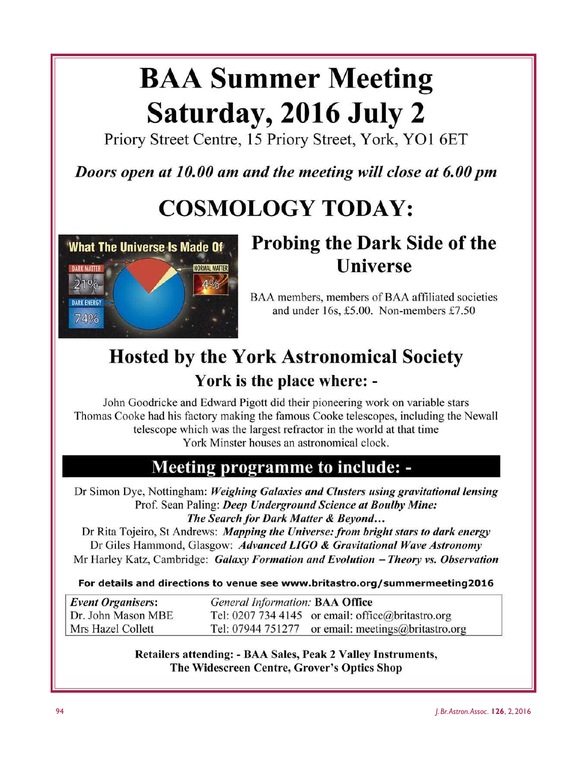# BAA Summer Meeting
# Saturday, 2016 July 2

Priory Street Centre, 15 Priory Street, York, YO1 6ET

***Doors open at 10.00 am and the meeting will close at 6.00 pm***

# COSMOLOGY TODAY:

What The Universe Is Made Of

DARK MATTER 21%

NORMAL MATTER 4%

DARK ENERGY 74%

## Probing the Dark Side of the Universe

BAA members, members of BAA affiliated societies and under 16s, £5.00. Non-members £7.50

## Hosted by the York Astronomical Society

### York is the place where: -

John Goodricke and Edward Pigott did their pioneering work on variable stars
Thomas Cooke had his factory making the famous Cooke telescopes, including the Newall telescope which was the largest refractor in the world at that time
York Minster houses an astronomical clock.

## Meeting programme to include: -

Dr Simon Dye, Nottingham: ***Weighing Galaxies and Clusters using gravitational lensing***
Prof. Sean Paling: ***Deep Underground Science at Boulby Mine: The Search for Dark Matter & Beyond…***
Dr Rita Tojeiro, St Andrews: ***Mapping the Universe: from bright stars to dark energy***
Dr Giles Hammond, Glasgow: ***Advanced LIGO & Gravitational Wave Astronomy***
Mr Harley Katz, Cambridge: ***Galaxy Formation and Evolution – Theory vs. Observation***

**For details and directions to venue see www.britastro.org/summermeeting2016**

| | |
|---|---|
| ***Event Organisers:*** | *General Information:* **BAA Office** |
| Dr. John Mason MBE | Tel: 0207 734 4145 or email: office@britastro.org |
| Mrs Hazel Collett | Tel: 07944 751277 or email: meetings@britastro.org |

**Retailers attending: - BAA Sales, Peak 2 Valley Instruments, The Widescreen Centre, Grover's Optics Shop**